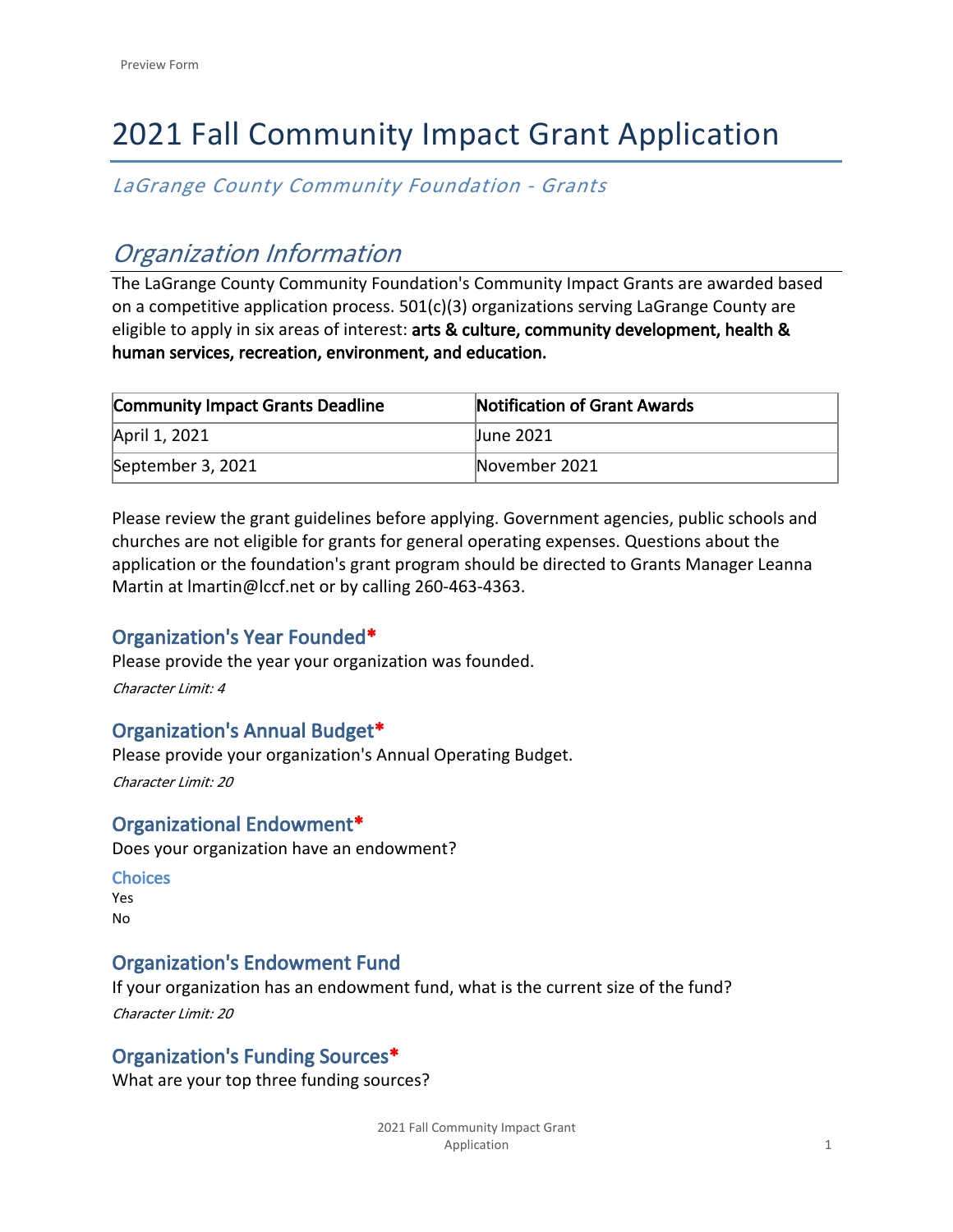Preview Form

# 2021 Fall Community Impact Grant Application

*LaGrange County Community Foundation - Grants*

## *Organization Information*

The LaGrange County Community Foundation's Community Impact Grants are awarded based on a competitive application process. 501(c)(3) organizations serving LaGrange County are eligible to apply in six areas of interest: **arts & culture, community development, health & human services, recreation, environment, and education.**

| Community Impact Grants Deadline | Notification of Grant Awards |
|---|---|
| April 1, 2021 | June 2021 |
| September 3, 2021 | November 2021 |

Please review the grant guidelines before applying. Government agencies, public schools and churches are not eligible for grants for general operating expenses. Questions about the application or the foundation's grant program should be directed to Grants Manager Leanna Martin at lmartin@lccf.net or by calling 260-463-4363.

### Organization's Year Founded*

Please provide the year your organization was founded.

*Character Limit: 4*

### Organization's Annual Budget*

Please provide your organization's Annual Operating Budget.

*Character Limit: 20*

### Organizational Endowment*

Does your organization have an endowment?

**Choices**

Yes
No

### Organization's Endowment Fund

If your organization has an endowment fund, what is the current size of the fund?

*Character Limit: 20*

### Organization's Funding Sources*

What are your top three funding sources?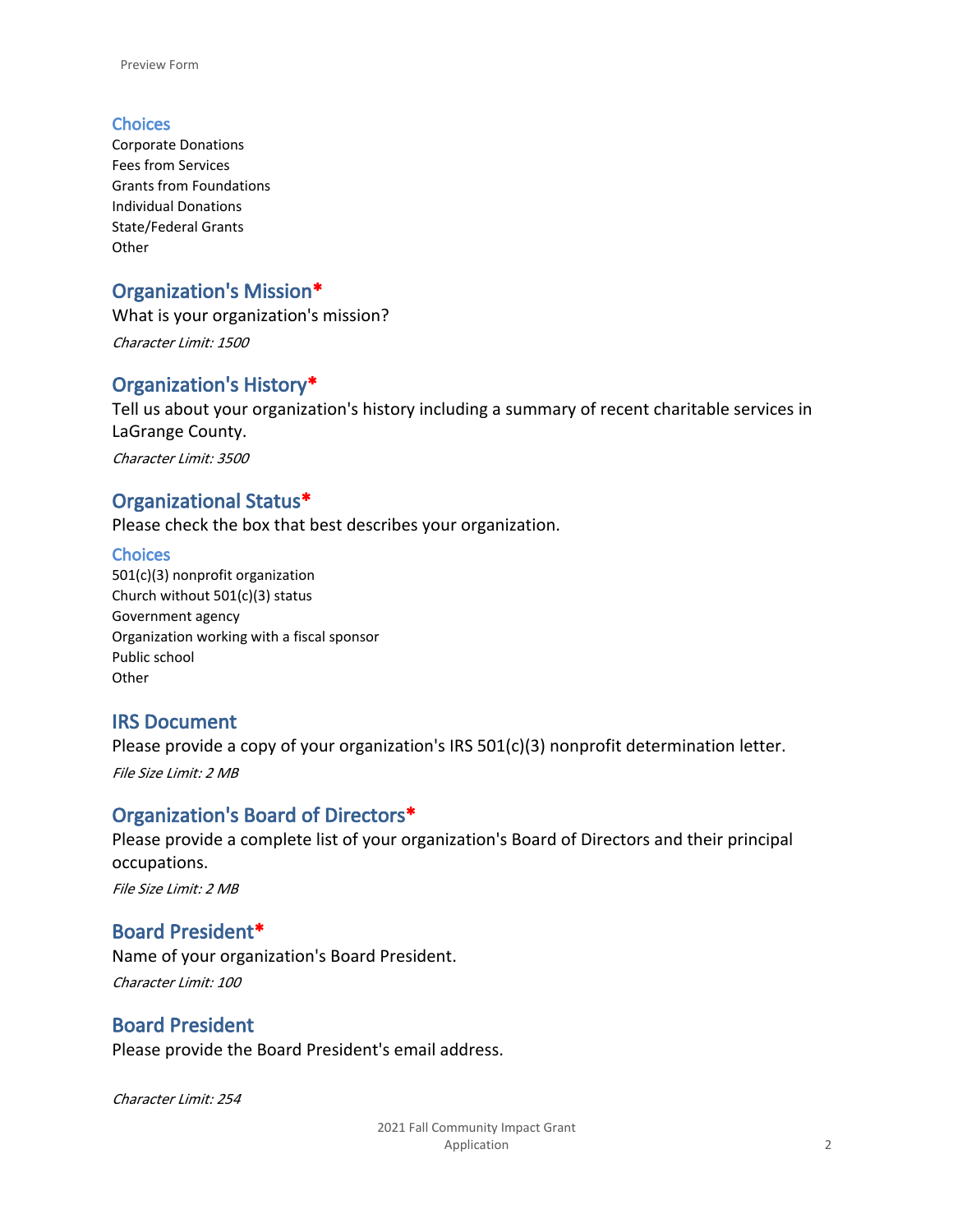### Choices

Corporate Donations
Fees from Services
Grants from Foundations
Individual Donations
State/Federal Grants
Other

## Organization's Mission*

What is your organization's mission?

*Character Limit: 1500*

## Organization's History*

Tell us about your organization's history including a summary of recent charitable services in LaGrange County.

*Character Limit: 3500*

## Organizational Status*

Please check the box that best describes your organization.

### Choices

501(c)(3) nonprofit organization
Church without 501(c)(3) status
Government agency
Organization working with a fiscal sponsor
Public school
Other

## IRS Document

Please provide a copy of your organization's IRS 501(c)(3) nonprofit determination letter.

*File Size Limit: 2 MB*

## Organization's Board of Directors*

Please provide a complete list of your organization's Board of Directors and their principal occupations.

*File Size Limit: 2 MB*

## Board President*

Name of your organization's Board President.

*Character Limit: 100*

## Board President

Please provide the Board President's email address.

*Character Limit: 254*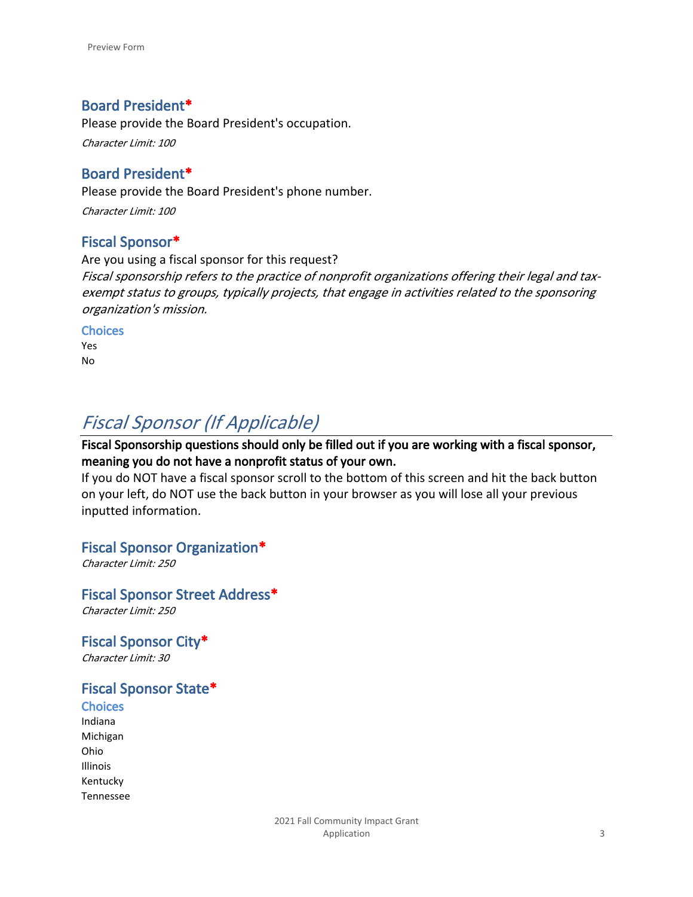### Board President*

Please provide the Board President's occupation.

*Character Limit: 100*

### Board President*

Please provide the Board President's phone number.

*Character Limit: 100*

### Fiscal Sponsor*

Are you using a fiscal sponsor for this request?

*Fiscal sponsorship refers to the practice of nonprofit organizations offering their legal and tax-exempt status to groups, typically projects, that engage in activities related to the sponsoring organization's mission.*

**Choices**

Yes
No

## *Fiscal Sponsor (If Applicable)*

**Fiscal Sponsorship questions should only be filled out if you are working with a fiscal sponsor, meaning you do not have a nonprofit status of your own.**

If you do NOT have a fiscal sponsor scroll to the bottom of this screen and hit the back button on your left, do NOT use the back button in your browser as you will lose all your previous inputted information.

### Fiscal Sponsor Organization*

*Character Limit: 250*

### Fiscal Sponsor Street Address*

*Character Limit: 250*

### Fiscal Sponsor City*

*Character Limit: 30*

### Fiscal Sponsor State*

**Choices**

Indiana
Michigan
Ohio
Illinois
Kentucky
Tennessee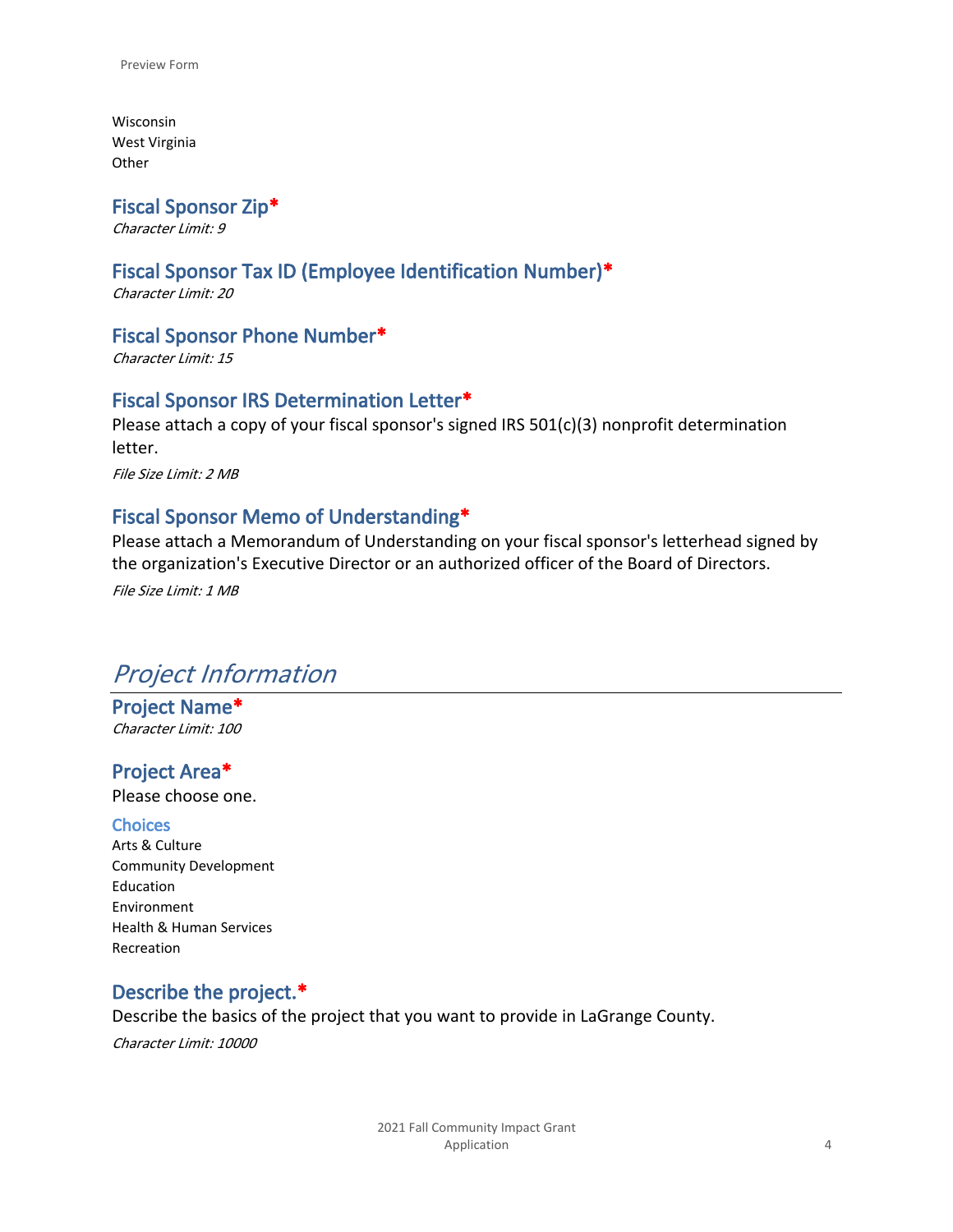Wisconsin
West Virginia
Other

### Fiscal Sponsor Zip*

*Character Limit: 9*

### Fiscal Sponsor Tax ID (Employee Identification Number)*

*Character Limit: 20*

### Fiscal Sponsor Phone Number*

*Character Limit: 15*

### Fiscal Sponsor IRS Determination Letter*

Please attach a copy of your fiscal sponsor's signed IRS 501(c)(3) nonprofit determination letter.

*File Size Limit: 2 MB*

### Fiscal Sponsor Memo of Understanding*

Please attach a Memorandum of Understanding on your fiscal sponsor's letterhead signed by the organization's Executive Director or an authorized officer of the Board of Directors.

*File Size Limit: 1 MB*

## *Project Information*

### Project Name*

*Character Limit: 100*

### Project Area*

Please choose one.

#### Choices

Arts & Culture
Community Development
Education
Environment
Health & Human Services
Recreation

### Describe the project.*

Describe the basics of the project that you want to provide in LaGrange County.

*Character Limit: 10000*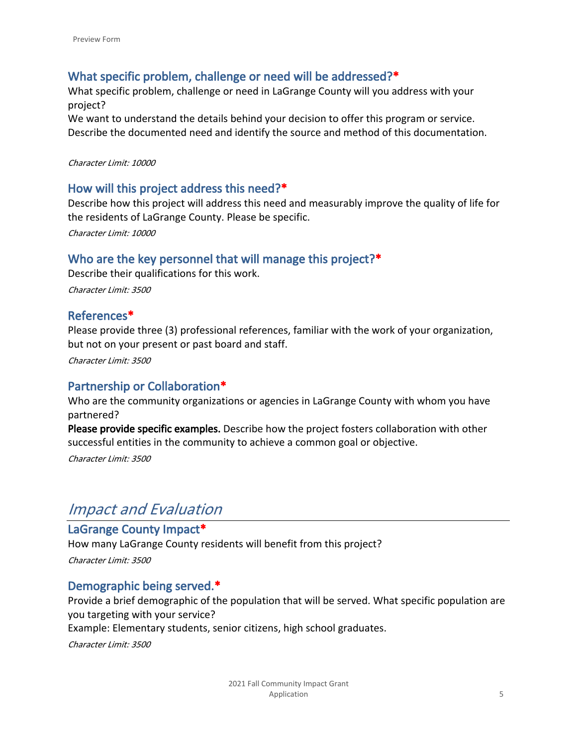### What specific problem, challenge or need will be addressed?*

What specific problem, challenge or need in LaGrange County will you address with your project?

We want to understand the details behind your decision to offer this program or service. Describe the documented need and identify the source and method of this documentation.

*Character Limit: 10000*

### How will this project address this need?*

Describe how this project will address this need and measurably improve the quality of life for the residents of LaGrange County. Please be specific.

*Character Limit: 10000*

### Who are the key personnel that will manage this project?*

Describe their qualifications for this work.

*Character Limit: 3500*

### References*

Please provide three (3) professional references, familiar with the work of your organization, but not on your present or past board and staff.

*Character Limit: 3500*

### Partnership or Collaboration*

Who are the community organizations or agencies in LaGrange County with whom you have partnered?

**Please provide specific examples.** Describe how the project fosters collaboration with other successful entities in the community to achieve a common goal or objective.

*Character Limit: 3500*

## *Impact and Evaluation*

### LaGrange County Impact*

How many LaGrange County residents will benefit from this project?

*Character Limit: 3500*

### Demographic being served.*

Provide a brief demographic of the population that will be served. What specific population are you targeting with your service?

Example: Elementary students, senior citizens, high school graduates.

*Character Limit: 3500*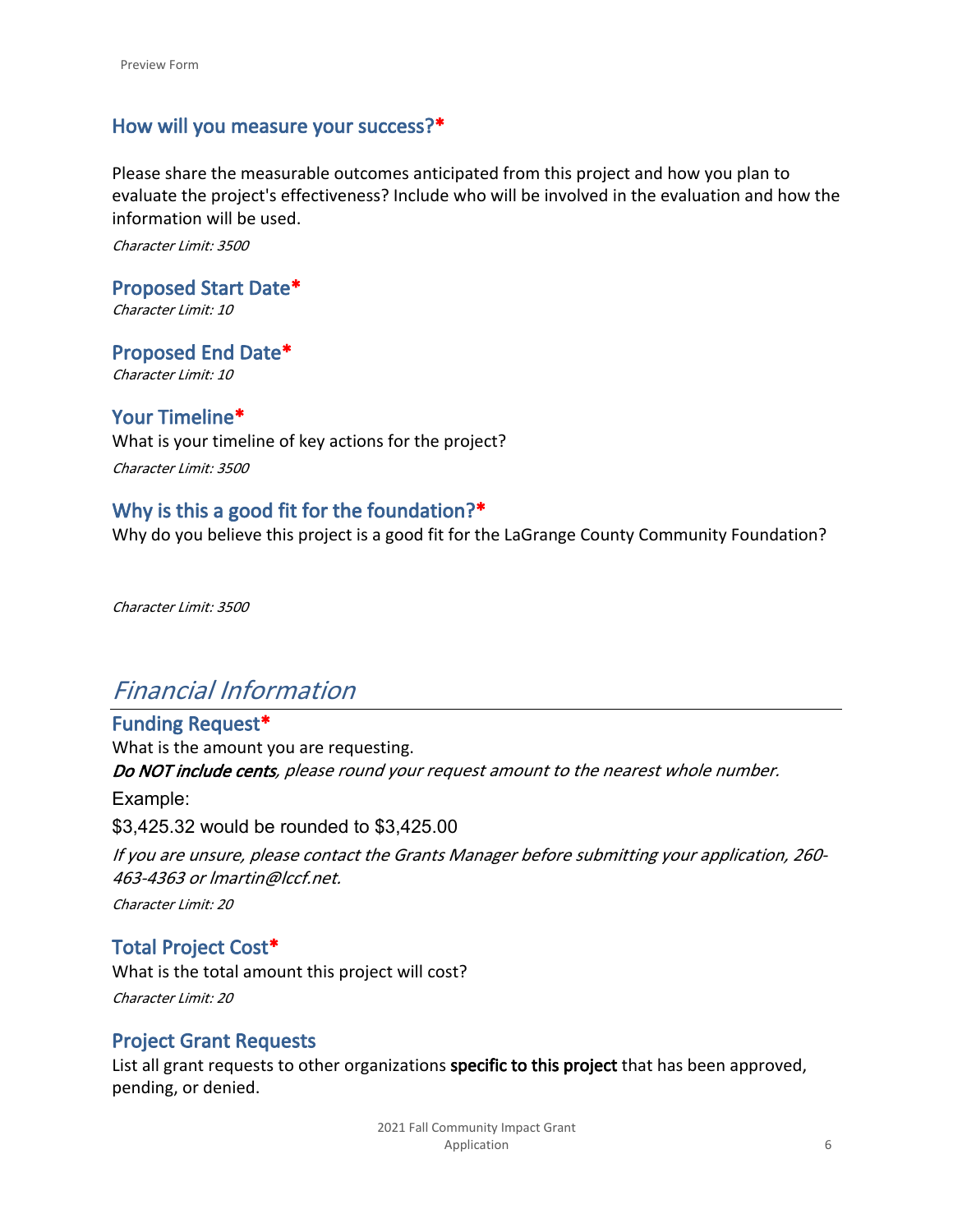## How will you measure your success?*

Please share the measurable outcomes anticipated from this project and how you plan to evaluate the project's effectiveness? Include who will be involved in the evaluation and how the information will be used.

*Character Limit: 3500*

## Proposed Start Date*

*Character Limit: 10*

## Proposed End Date*

*Character Limit: 10*

## Your Timeline*

What is your timeline of key actions for the project?

*Character Limit: 3500*

## Why is this a good fit for the foundation?*

Why do you believe this project is a good fit for the LaGrange County Community Foundation?

*Character Limit: 3500*

# *Financial Information*

## Funding Request*

What is the amount you are requesting.

***Do NOT include cents****, please round your request amount to the nearest whole number.*

Example:

$3,425.32 would be rounded to $3,425.00

*If you are unsure, please contact the Grants Manager before submitting your application, 260-463-4363 or lmartin@lccf.net.*

*Character Limit: 20*

## Total Project Cost*

What is the total amount this project will cost?

*Character Limit: 20*

## Project Grant Requests

List all grant requests to other organizations **specific to this project** that has been approved, pending, or denied.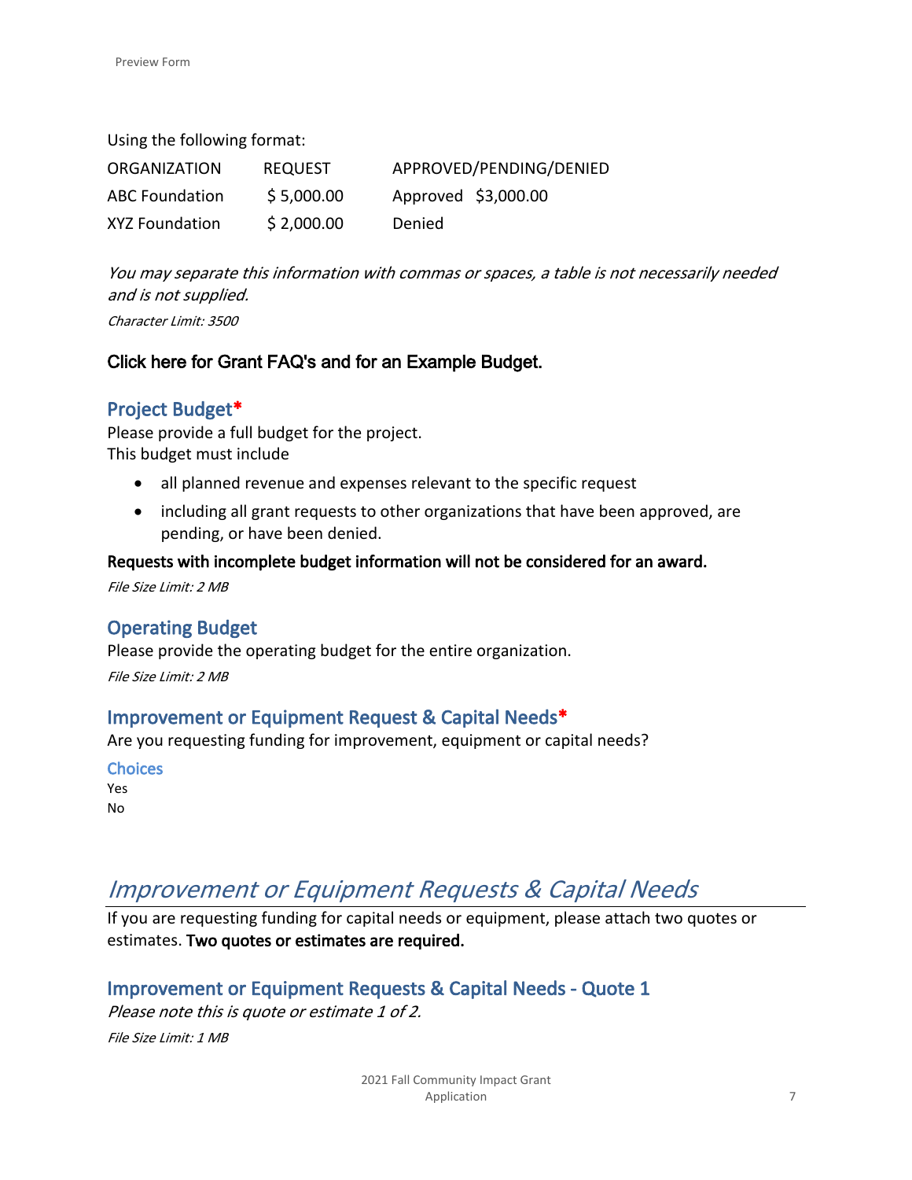Using the following format:

| ORGANIZATION | REQUEST | APPROVED/PENDING/DENIED |
| --- | --- | --- |
| ABC Foundation | $ 5,000.00 | Approved $3,000.00 |
| XYZ Foundation | $ 2,000.00 | Denied |

*You may separate this information with commas or spaces, a table is not necessarily needed and is not supplied.*

*Character Limit: 3500*

**Click here for Grant FAQ's and for an Example Budget.**

### Project Budget*

Please provide a full budget for the project.
This budget must include

- all planned revenue and expenses relevant to the specific request
- including all grant requests to other organizations that have been approved, are pending, or have been denied.

**Requests with incomplete budget information will not be considered for an award.**

*File Size Limit: 2 MB*

### Operating Budget

Please provide the operating budget for the entire organization.

*File Size Limit: 2 MB*

### Improvement or Equipment Request & Capital Needs*

Are you requesting funding for improvement, equipment or capital needs?

**Choices**

Yes
No

## *Improvement or Equipment Requests & Capital Needs*

If you are requesting funding for capital needs or equipment, please attach two quotes or estimates. **Two quotes or estimates are required.**

### Improvement or Equipment Requests & Capital Needs - Quote 1

*Please note this is quote or estimate 1 of 2.*

*File Size Limit: 1 MB*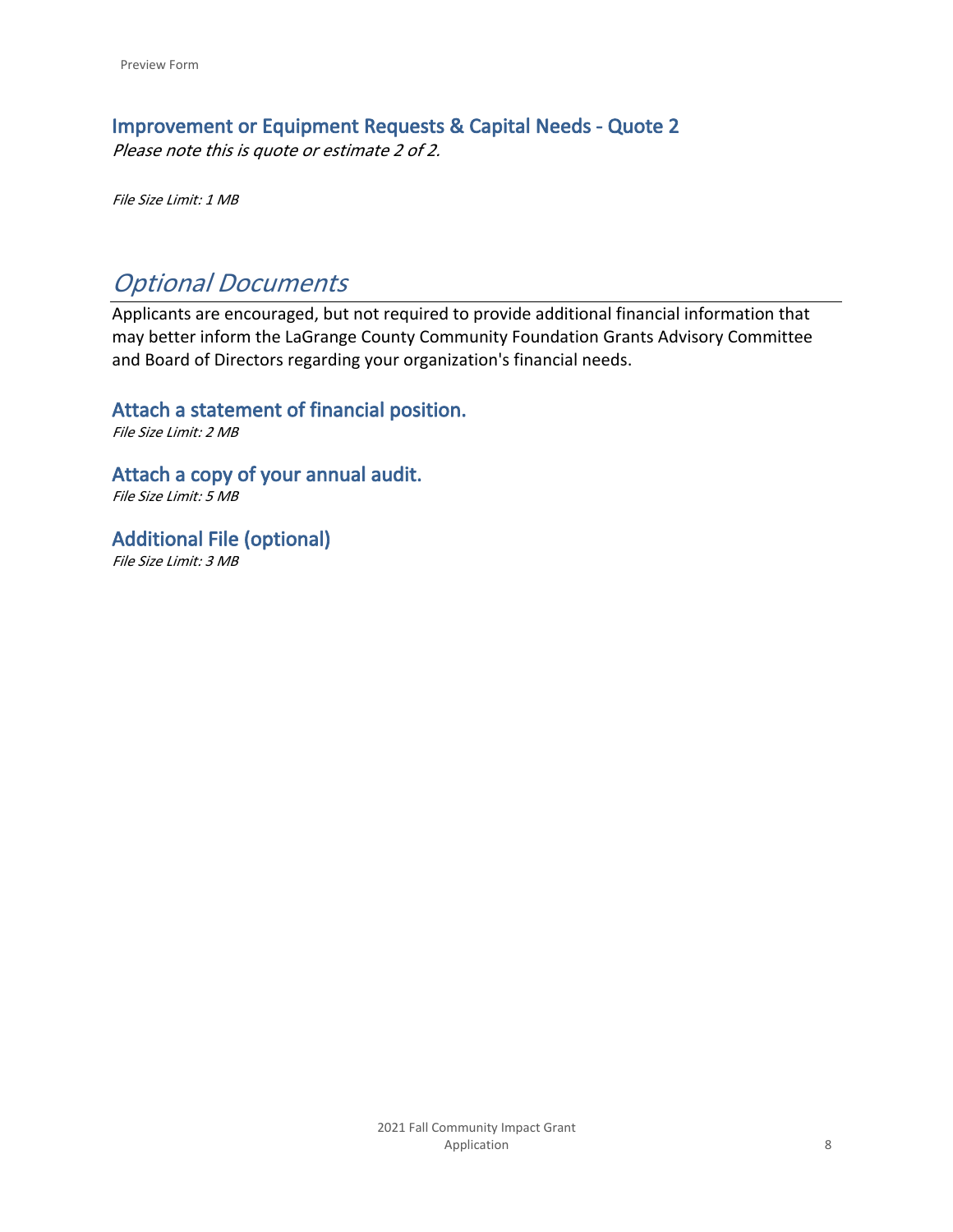## Improvement or Equipment Requests & Capital Needs - Quote 2

*Please note this is quote or estimate 2 of 2.*

*File Size Limit: 1 MB*

# *Optional Documents*

Applicants are encouraged, but not required to provide additional financial information that may better inform the LaGrange County Community Foundation Grants Advisory Committee and Board of Directors regarding your organization's financial needs.

## Attach a statement of financial position.

*File Size Limit: 2 MB*

## Attach a copy of your annual audit.

*File Size Limit: 5 MB*

## Additional File (optional)

*File Size Limit: 3 MB*